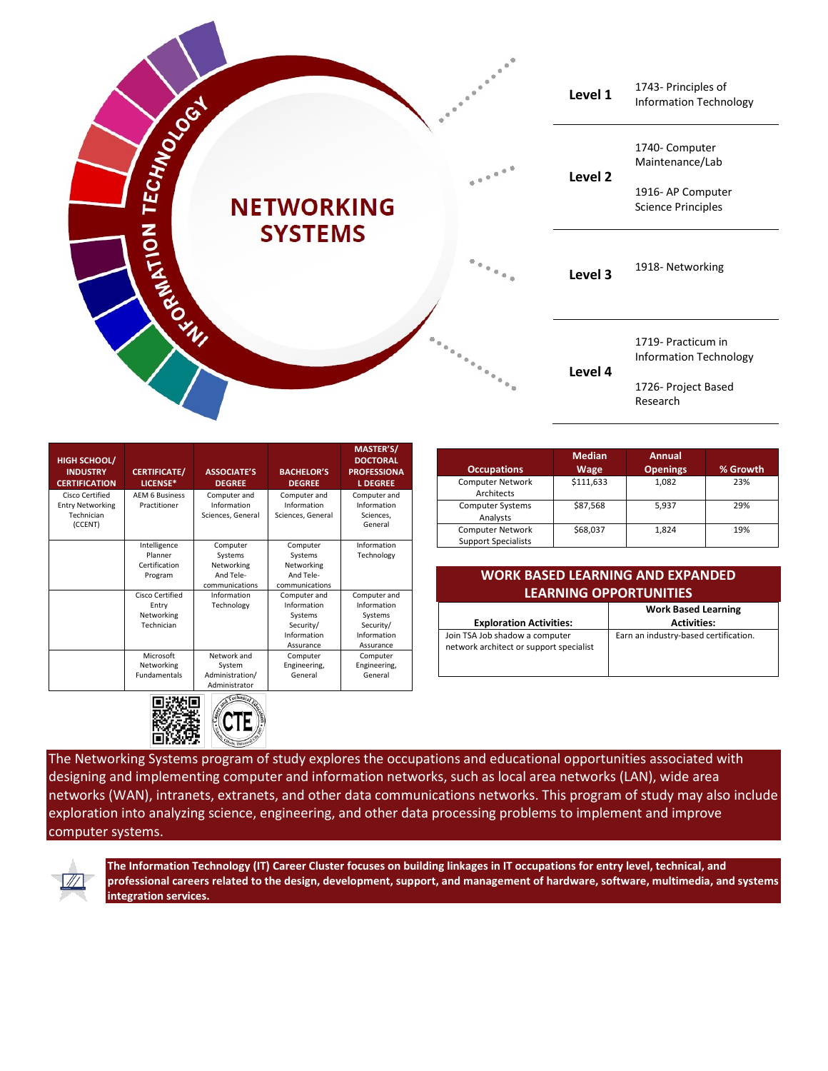# NETWORKING SYSTEMS

INFORMATION TECHNOLOGY

| Level | Courses |
| --- | --- |
| Level 1 | 1743- Principles of Information Technology |
| Level 2 | 1740- Computer Maintenance/Lab<br>1916- AP Computer Science Principles |
| Level 3 | 1918- Networking |
| Level 4 | 1719- Practicum in Information Technology<br>1726- Project Based Research |

| HIGH SCHOOL/ INDUSTRY CERTIFICATION | CERTIFICATE/ LICENSE* | ASSOCIATE'S DEGREE | BACHELOR'S DEGREE | MASTER'S/ DOCTORAL PROFESSIONAL DEGREE |
| --- | --- | --- | --- | --- |
| Cisco Certified Entry Networking Technician (CCENT) | AEM 6 Business Practitioner | Computer and Information Sciences, General | Computer and Information Sciences, General | Computer and Information Sciences, General |
| | Intelligence Planner Certification Program | Computer Systems Networking And Tele-communications | Computer Systems Networking And Tele-communications | Information Technology |
| | Cisco Certified Entry Networking Technician | Information Technology | Computer and Information Systems Security/ Information Assurance | Computer and Information Systems Security/ Information Assurance |
| | Microsoft Networking Fundamentals | Network and System Administration/ Administrator | Computer Engineering, General | Computer Engineering, General |

| Occupations | Median Wage | Annual Openings | % Growth |
| --- | --- | --- | --- |
| Computer Network Architects | $111,633 | 1,082 | 23% |
| Computer Systems Analysts | $87,568 | 5,937 | 29% |
| Computer Network Support Specialists | $68,037 | 1,824 | 19% |

## WORK BASED LEARNING AND EXPANDED LEARNING OPPORTUNITIES

| Exploration Activities: | Work Based Learning Activities: |
| --- | --- |
| Join TSA Job shadow a computer network architect or support specialist | Earn an industry-based certification. |

The Networking Systems program of study explores the occupations and educational opportunities associated with designing and implementing computer and information networks, such as local area networks (LAN), wide area networks (WAN), intranets, extranets, and other data communications networks. This program of study may also include exploration into analyzing science, engineering, and other data processing problems to implement and improve computer systems.

**The Information Technology (IT) Career Cluster focuses on building linkages in IT occupations for entry level, technical, and professional careers related to the design, development, support, and management of hardware, software, multimedia, and systems integration services.**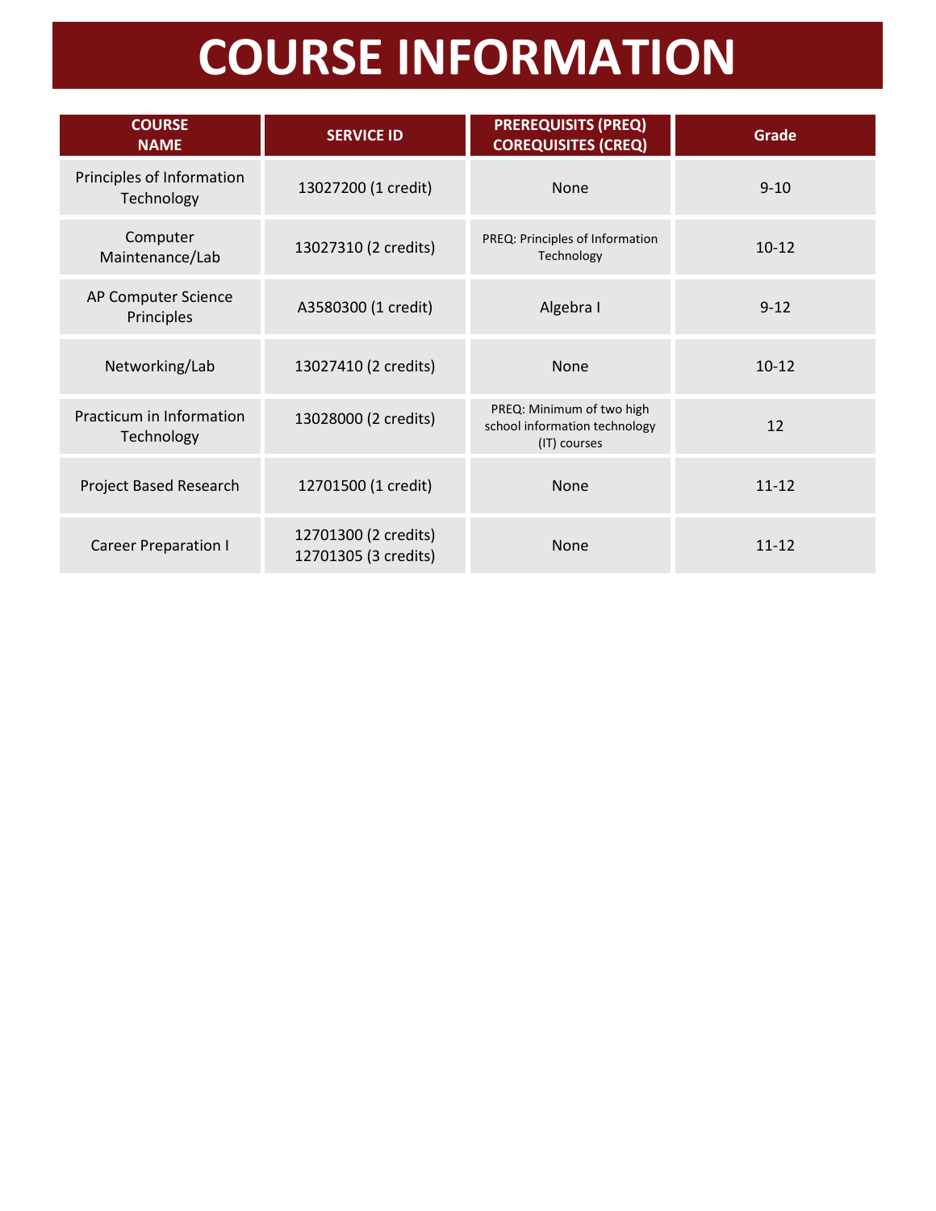# COURSE INFORMATION

| COURSE NAME | SERVICE ID | PREREQUISITS (PREQ) COREQUISITES (CREQ) | Grade |
|---|---|---|---|
| Principles of Information Technology | 13027200 (1 credit) | None | 9-10 |
| Computer Maintenance/Lab | 13027310 (2 credits) | PREQ: Principles of Information Technology | 10-12 |
| AP Computer Science Principles | A3580300 (1 credit) | Algebra I | 9-12 |
| Networking/Lab | 13027410 (2 credits) | None | 10-12 |
| Practicum in Information Technology | 13028000 (2 credits) | PREQ: Minimum of two high school information technology (IT) courses | 12 |
| Project Based Research | 12701500 (1 credit) | None | 11-12 |
| Career Preparation I | 12701300 (2 credits) 12701305 (3 credits) | None | 11-12 |